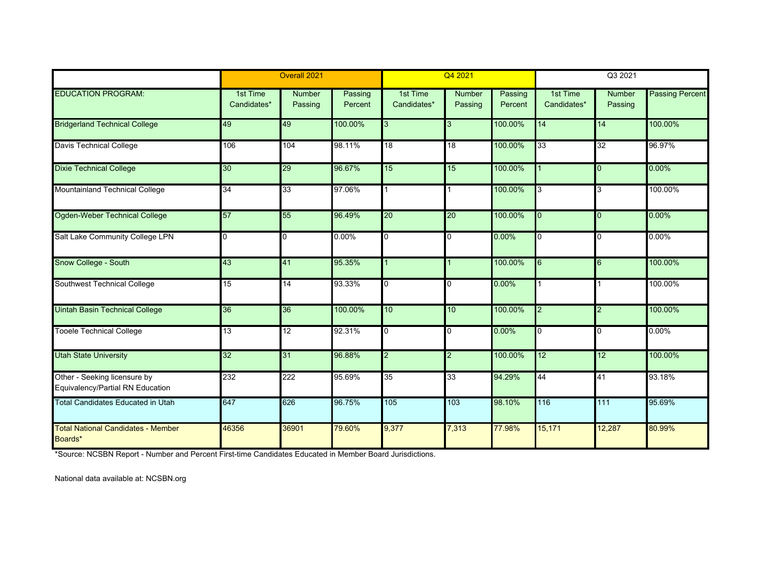| | Overall 2021 | | | Q4 2021 | | | Q3 2021 | | |
|---|---|---|---|---|---|---|---|---|---|
| EDUCATION PROGRAM: | 1st Time Candidates* | Number Passing | Passing Percent | 1st Time Candidates* | Number Passing | Passing Percent | 1st Time Candidates* | Number Passing | Passing Percent |
| Bridgerland Technical College | 49 | 49 | 100.00% | 3 | 3 | 100.00% | 14 | 14 | 100.00% |
| Davis Technical College | 106 | 104 | 98.11% | 18 | 18 | 100.00% | 33 | 32 | 96.97% |
| Dixie Technical College | 30 | 29 | 96.67% | 15 | 15 | 100.00% | 1 | 0 | 0.00% |
| Mountainland Technical College | 34 | 33 | 97.06% | 1 | 1 | 100.00% | 3 | 3 | 100.00% |
| Ogden-Weber Technical College | 57 | 55 | 96.49% | 20 | 20 | 100.00% | 0 | 0 | 0.00% |
| Salt Lake Community College LPN | 0 | 0 | 0.00% | 0 | 0 | 0.00% | 0 | 0 | 0.00% |
| Snow College - South | 43 | 41 | 95.35% | 1 | 1 | 100.00% | 6 | 6 | 100.00% |
| Southwest Technical College | 15 | 14 | 93.33% | 0 | 0 | 0.00% | 1 | 1 | 100.00% |
| Uintah Basin Technical College | 36 | 36 | 100.00% | 10 | 10 | 100.00% | 2 | 2 | 100.00% |
| Tooele Technical College | 13 | 12 | 92.31% | 0 | 0 | 0.00% | 0 | 0 | 0.00% |
| Utah State University | 32 | 31 | 96.88% | 2 | 2 | 100.00% | 12 | 12 | 100.00% |
| Other - Seeking licensure by Equivalency/Partial RN Education | 232 | 222 | 95.69% | 35 | 33 | 94.29% | 44 | 41 | 93.18% |
| Total Candidates Educated in Utah | 647 | 626 | 96.75% | 105 | 103 | 98.10% | 116 | 111 | 95.69% |
| Total National Candidates - Member Boards* | 46356 | 36901 | 79.60% | 9,377 | 7,313 | 77.98% | 15,171 | 12,287 | 80.99% |

*Source: NCSBN Report - Number and Percent First-time Candidates Educated in Member Board Jurisdictions.

National data available at: NCSBN.org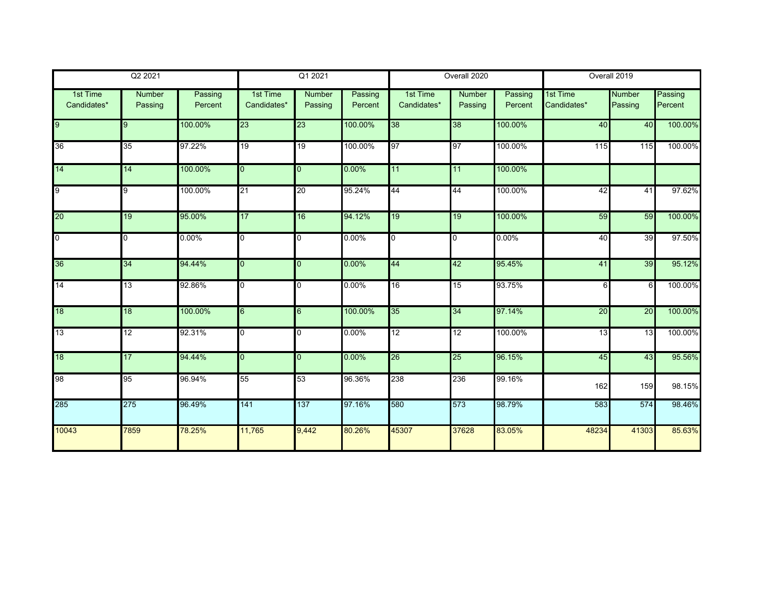| Q2 2021 | | | Q1 2021 | | | Overall 2020 | | | Overall 2019 | | |
|---|---|---|---|---|---|---|---|---|---|---|---|
| 1st Time Candidates* | Number Passing | Passing Percent | 1st Time Candidates* | Number Passing | Passing Percent | 1st Time Candidates* | Number Passing | Passing Percent | 1st Time Candidates* | Number Passing | Passing Percent |
| 9 | 9 | 100.00% | 23 | 23 | 100.00% | 38 | 38 | 100.00% | 40 | 40 | 100.00% |
| 36 | 35 | 97.22% | 19 | 19 | 100.00% | 97 | 97 | 100.00% | 115 | 115 | 100.00% |
| 14 | 14 | 100.00% | 0 | 0 | 0.00% | 11 | 11 | 100.00% | | | |
| 9 | 9 | 100.00% | 21 | 20 | 95.24% | 44 | 44 | 100.00% | 42 | 41 | 97.62% |
| 20 | 19 | 95.00% | 17 | 16 | 94.12% | 19 | 19 | 100.00% | 59 | 59 | 100.00% |
| 0 | 0 | 0.00% | 0 | 0 | 0.00% | 0 | 0 | 0.00% | 40 | 39 | 97.50% |
| 36 | 34 | 94.44% | 0 | 0 | 0.00% | 44 | 42 | 95.45% | 41 | 39 | 95.12% |
| 14 | 13 | 92.86% | 0 | 0 | 0.00% | 16 | 15 | 93.75% | 6 | 6 | 100.00% |
| 18 | 18 | 100.00% | 6 | 6 | 100.00% | 35 | 34 | 97.14% | 20 | 20 | 100.00% |
| 13 | 12 | 92.31% | 0 | 0 | 0.00% | 12 | 12 | 100.00% | 13 | 13 | 100.00% |
| 18 | 17 | 94.44% | 0 | 0 | 0.00% | 26 | 25 | 96.15% | 45 | 43 | 95.56% |
| 98 | 95 | 96.94% | 55 | 53 | 96.36% | 238 | 236 | 99.16% | 162 | 159 | 98.15% |
| 285 | 275 | 96.49% | 141 | 137 | 97.16% | 580 | 573 | 98.79% | 583 | 574 | 98.46% |
| 10043 | 7859 | 78.25% | 11,765 | 9,442 | 80.26% | 45307 | 37628 | 83.05% | 48234 | 41303 | 85.63% |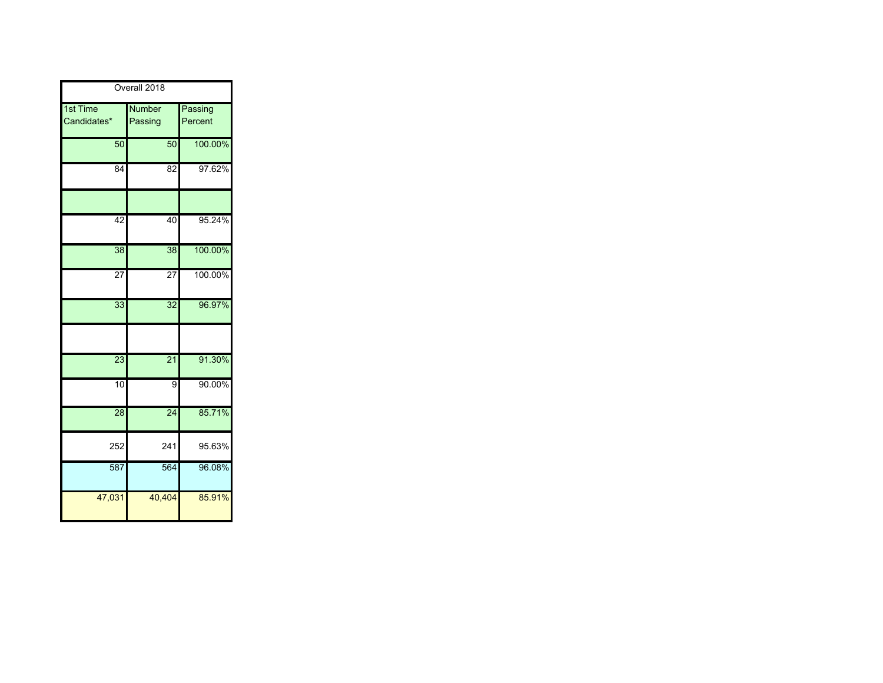| Overall 2018 | | |
|---|---|---|
| 1st Time Candidates* | Number Passing | Passing Percent |
| 50 | 50 | 100.00% |
| 84 | 82 | 97.62% |
| | | |
| 42 | 40 | 95.24% |
| 38 | 38 | 100.00% |
| 27 | 27 | 100.00% |
| 33 | 32 | 96.97% |
| | | |
| 23 | 21 | 91.30% |
| 10 | 9 | 90.00% |
| 28 | 24 | 85.71% |
| 252 | 241 | 95.63% |
| 587 | 564 | 96.08% |
| 47,031 | 40,404 | 85.91% |